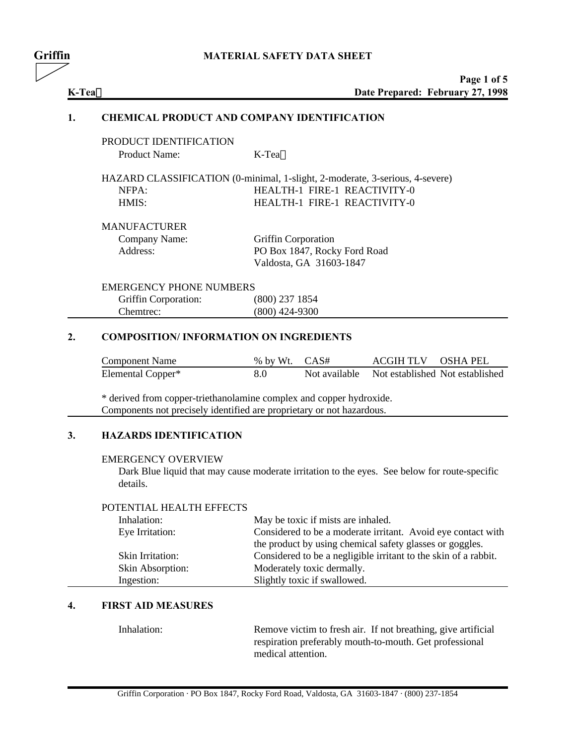**Griffin** MATERIAL SAFETY DATA SHEET

**K-Tea**

**Date Prepared: February 27, 1998**

## 1. CHEMICAL PRODUCT AND COMPANY IDENTIFICATION

PRODUCT IDENTIFICATION

| | |
|---|---|
| Product Name: | K-Tea |

HAZARD CLASSIFICATION (0-minimal, 1-slight, 2-moderate, 3-serious, 4-severe)

| | |
|---|---|
| NFPA: | HEALTH-1 FIRE-1 REACTIVITY-0 |
| HMIS: | HEALTH-1 FIRE-1 REACTIVITY-0 |

MANUFACTURER

| | |
|---|---|
| Company Name: | Griffin Corporation |
| Address: | PO Box 1847, Rocky Ford Road<br>Valdosta, GA 31603-1847 |

EMERGENCY PHONE NUMBERS

| | |
|---|---|
| Griffin Corporation: | (800) 237 1854 |
| Chemtrec: | (800) 424-9300 |

## 2. COMPOSITION/ INFORMATION ON INGREDIENTS

| Component Name | % by Wt. | CAS# | ACGIH TLV | OSHA PEL |
|---|---|---|---|---|
| Elemental Copper* | 8.0 | Not available | Not established | Not established |

* derived from copper-triethanolamine complex and copper hydroxide.
Components not precisely identified are proprietary or not hazardous.

## 3. HAZARDS IDENTIFICATION

EMERGENCY OVERVIEW

Dark Blue liquid that may cause moderate irritation to the eyes. See below for route-specific details.

POTENTIAL HEALTH EFFECTS

| | |
|---|---|
| Inhalation: | May be toxic if mists are inhaled. |
| Eye Irritation: | Considered to be a moderate irritant. Avoid eye contact with the product by using chemical safety glasses or goggles. |
| Skin Irritation: | Considered to be a negligible irritant to the skin of a rabbit. |
| Skin Absorption: | Moderately toxic dermally. |
| Ingestion: | Slightly toxic if swallowed. |

## 4. FIRST AID MEASURES

| | |
|---|---|
| Inhalation: | Remove victim to fresh air. If not breathing, give artificial respiration preferably mouth-to-mouth. Get professional medical attention. |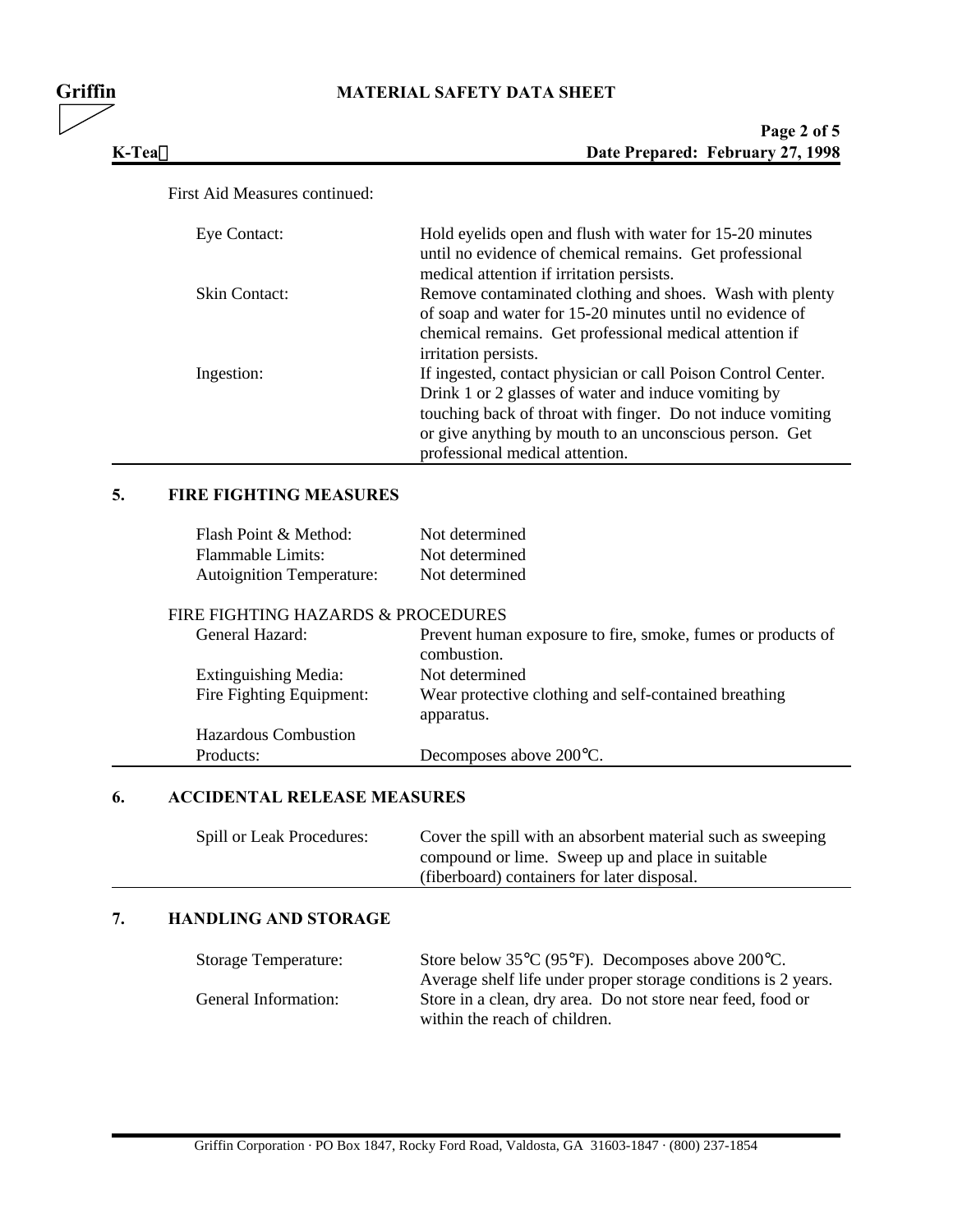First Aid Measures continued:

| | |
|---|---|
| Eye Contact: | Hold eyelids open and flush with water for 15-20 minutes until no evidence of chemical remains. Get professional medical attention if irritation persists. |
| Skin Contact: | Remove contaminated clothing and shoes. Wash with plenty of soap and water for 15-20 minutes until no evidence of chemical remains. Get professional medical attention if irritation persists. |
| Ingestion: | If ingested, contact physician or call Poison Control Center. Drink 1 or 2 glasses of water and induce vomiting by touching back of throat with finger. Do not induce vomiting or give anything by mouth to an unconscious person. Get professional medical attention. |

## 5. FIRE FIGHTING MEASURES

| | |
|---|---|
| Flash Point & Method: | Not determined |
| Flammable Limits: | Not determined |
| Autoignition Temperature: | Not determined |

FIRE FIGHTING HAZARDS & PROCEDURES

| | |
|---|---|
| General Hazard: | Prevent human exposure to fire, smoke, fumes or products of combustion. |
| Extinguishing Media: | Not determined |
| Fire Fighting Equipment: | Wear protective clothing and self-contained breathing apparatus. |
| Hazardous Combustion Products: | Decomposes above 200°C. |

## 6. ACCIDENTAL RELEASE MEASURES

| | |
|---|---|
| Spill or Leak Procedures: | Cover the spill with an absorbent material such as sweeping compound or lime. Sweep up and place in suitable (fiberboard) containers for later disposal. |

## 7. HANDLING AND STORAGE

| | |
|---|---|
| Storage Temperature: | Store below 35°C (95°F). Decomposes above 200°C. Average shelf life under proper storage conditions is 2 years. |
| General Information: | Store in a clean, dry area. Do not store near feed, food or within the reach of children. |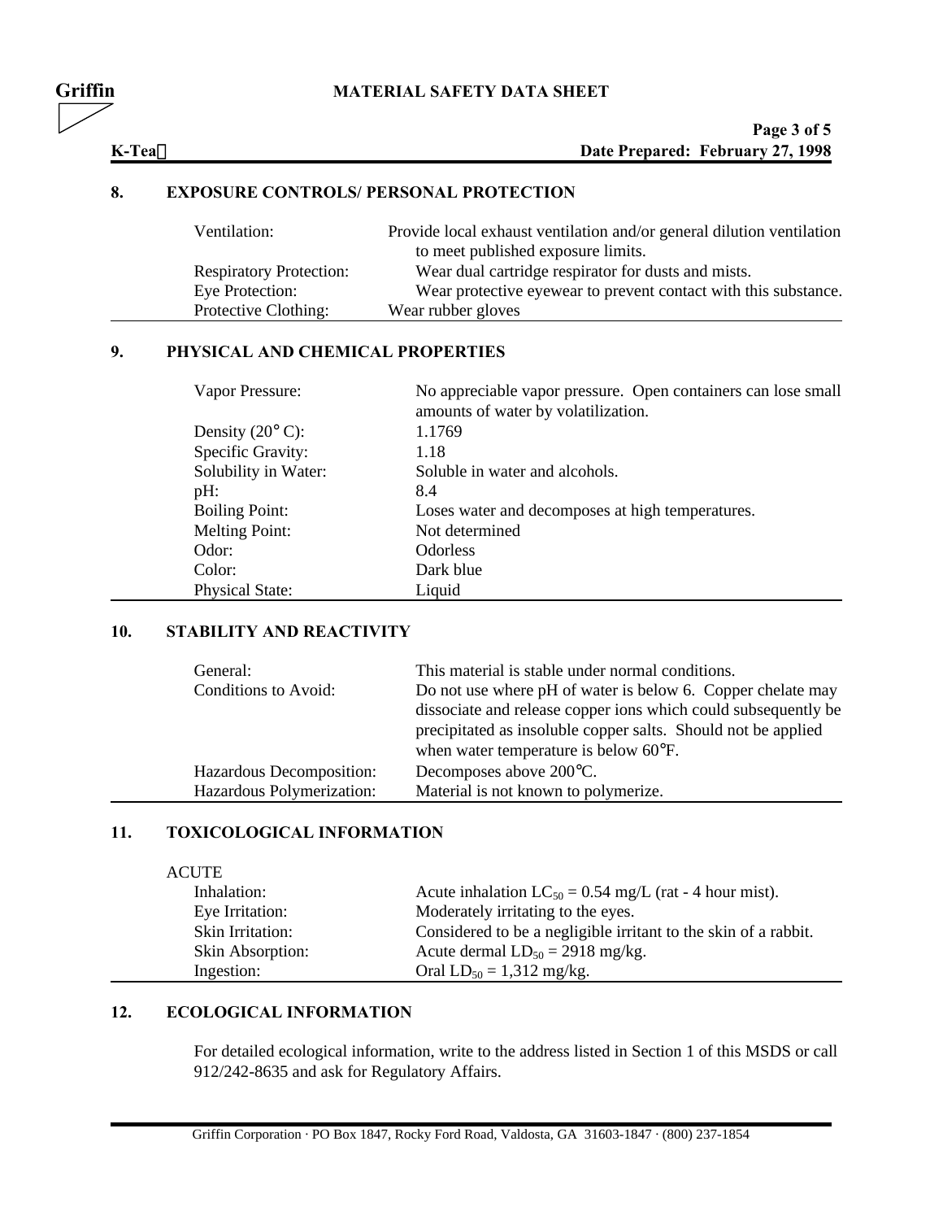## 8. EXPOSURE CONTROLS/ PERSONAL PROTECTION

| | |
|---|---|
| Ventilation: | Provide local exhaust ventilation and/or general dilution ventilation to meet published exposure limits. |
| Respiratory Protection: | Wear dual cartridge respirator for dusts and mists. |
| Eye Protection: | Wear protective eyewear to prevent contact with this substance. |
| Protective Clothing: | Wear rubber gloves |

## 9. PHYSICAL AND CHEMICAL PROPERTIES

| | |
|---|---|
| Vapor Pressure: | No appreciable vapor pressure. Open containers can lose small amounts of water by volatilization. |
| Density (20° C): | 1.1769 |
| Specific Gravity: | 1.18 |
| Solubility in Water: | Soluble in water and alcohols. |
| pH: | 8.4 |
| Boiling Point: | Loses water and decomposes at high temperatures. |
| Melting Point: | Not determined |
| Odor: | Odorless |
| Color: | Dark blue |
| Physical State: | Liquid |

## 10. STABILITY AND REACTIVITY

| | |
|---|---|
| General: | This material is stable under normal conditions. |
| Conditions to Avoid: | Do not use where pH of water is below 6. Copper chelate may dissociate and release copper ions which could subsequently be precipitated as insoluble copper salts. Should not be applied when water temperature is below 60°F. |
| Hazardous Decomposition: | Decomposes above 200°C. |
| Hazardous Polymerization: | Material is not known to polymerize. |

## 11. TOXICOLOGICAL INFORMATION

ACUTE

| | |
|---|---|
| Inhalation: | Acute inhalation $LC_{50}$ = 0.54 mg/L (rat - 4 hour mist). |
| Eye Irritation: | Moderately irritating to the eyes. |
| Skin Irritation: | Considered to be a negligible irritant to the skin of a rabbit. |
| Skin Absorption: | Acute dermal $LD_{50}$ = 2918 mg/kg. |
| Ingestion: | Oral $LD_{50}$ = 1,312 mg/kg. |

## 12. ECOLOGICAL INFORMATION

For detailed ecological information, write to the address listed in Section 1 of this MSDS or call 912/242-8635 and ask for Regulatory Affairs.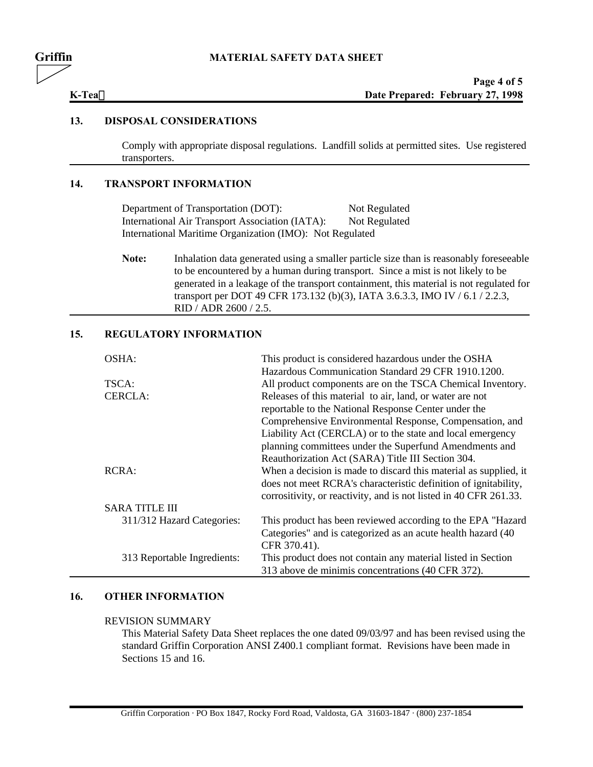## 13. DISPOSAL CONSIDERATIONS

Comply with appropriate disposal regulations. Landfill solids at permitted sites. Use registered transporters.

## 14. TRANSPORT INFORMATION

Department of Transportation (DOT): Not Regulated
International Air Transport Association (IATA): Not Regulated
International Maritime Organization (IMO): Not Regulated

**Note:** Inhalation data generated using a smaller particle size than is reasonably foreseeable to be encountered by a human during transport. Since a mist is not likely to be generated in a leakage of the transport containment, this material is not regulated for transport per DOT 49 CFR 173.132 (b)(3), IATA 3.6.3.3, IMO IV / 6.1 / 2.2.3, RID / ADR 2600 / 2.5.

## 15. REGULATORY INFORMATION

| | |
|---|---|
| OSHA: | This product is considered hazardous under the OSHA Hazardous Communication Standard 29 CFR 1910.1200. |
| TSCA: | All product components are on the TSCA Chemical Inventory. |
| CERCLA: | Releases of this material to air, land, or water are not reportable to the National Response Center under the Comprehensive Environmental Response, Compensation, and Liability Act (CERCLA) or to the state and local emergency planning committees under the Superfund Amendments and Reauthorization Act (SARA) Title III Section 304. |
| RCRA: | When a decision is made to discard this material as supplied, it does not meet RCRA's characteristic definition of ignitability, corrositivity, or reactivity, and is not listed in 40 CFR 261.33. |
| SARA TITLE III | |
| 311/312 Hazard Categories: | This product has been reviewed according to the EPA "Hazard Categories" and is categorized as an acute health hazard (40 CFR 370.41). |
| 313 Reportable Ingredients: | This product does not contain any material listed in Section 313 above de minimis concentrations (40 CFR 372). |

## 16. OTHER INFORMATION

REVISION SUMMARY

This Material Safety Data Sheet replaces the one dated 09/03/97 and has been revised using the standard Griffin Corporation ANSI Z400.1 compliant format. Revisions have been made in Sections 15 and 16.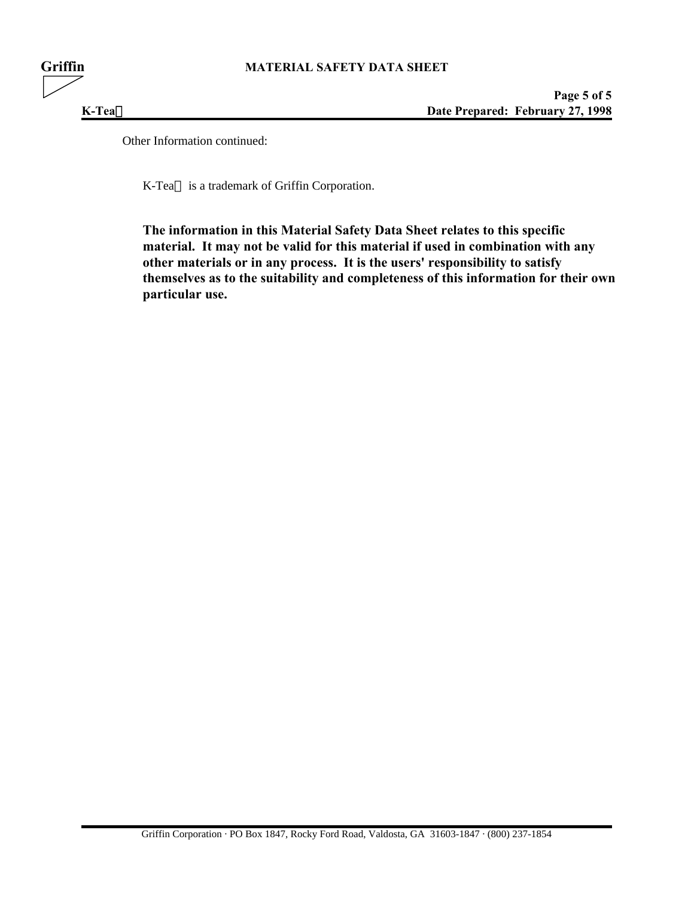Other Information continued:

K-Tea is a trademark of Griffin Corporation.

**The information in this Material Safety Data Sheet relates to this specific material. It may not be valid for this material if used in combination with any other materials or in any process. It is the users' responsibility to satisfy themselves as to the suitability and completeness of this information for their own particular use.**